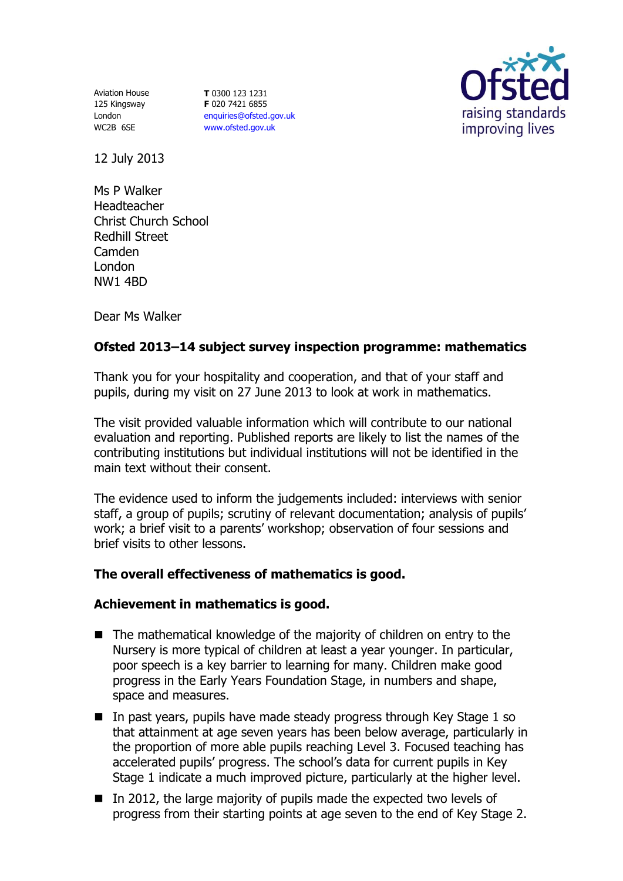Aviation House
125 Kingsway
London
WC2B 6SE

**T** 0300 123 1231
**F** 020 7421 6855
enquiries@ofsted.gov.uk
www.ofsted.gov.uk

12 July 2013

Ms P Walker
Headteacher
Christ Church School
Redhill Street
Camden
London
NW1 4BD

Dear Ms Walker

**Ofsted 2013–14 subject survey inspection programme: mathematics**

Thank you for your hospitality and cooperation, and that of your staff and pupils, during my visit on 27 June 2013 to look at work in mathematics.

The visit provided valuable information which will contribute to our national evaluation and reporting. Published reports are likely to list the names of the contributing institutions but individual institutions will not be identified in the main text without their consent.

The evidence used to inform the judgements included: interviews with senior staff, a group of pupils; scrutiny of relevant documentation; analysis of pupils' work; a brief visit to a parents' workshop; observation of four sessions and brief visits to other lessons.

**The overall effectiveness of mathematics is good.**

**Achievement in mathematics is good.**

- The mathematical knowledge of the majority of children on entry to the Nursery is more typical of children at least a year younger. In particular, poor speech is a key barrier to learning for many. Children make good progress in the Early Years Foundation Stage, in numbers and shape, space and measures.
- In past years, pupils have made steady progress through Key Stage 1 so that attainment at age seven years has been below average, particularly in the proportion of more able pupils reaching Level 3. Focused teaching has accelerated pupils' progress. The school's data for current pupils in Key Stage 1 indicate a much improved picture, particularly at the higher level.
- In 2012, the large majority of pupils made the expected two levels of progress from their starting points at age seven to the end of Key Stage 2.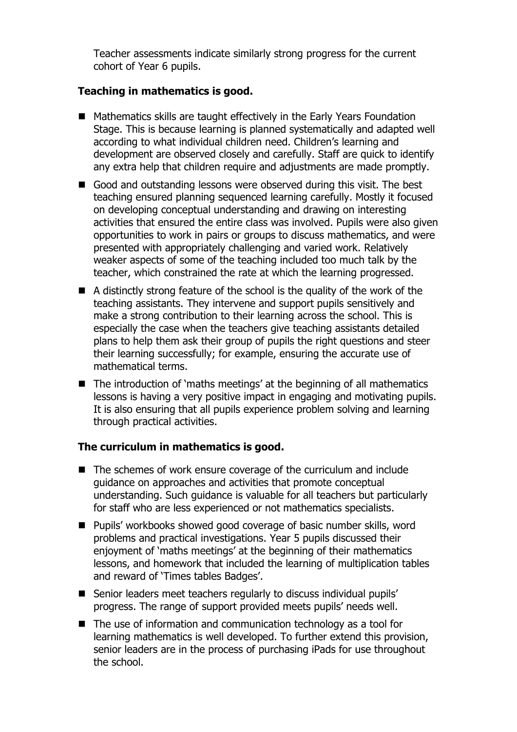Teacher assessments indicate similarly strong progress for the current cohort of Year 6 pupils.

**Teaching in mathematics is good.**

- Mathematics skills are taught effectively in the Early Years Foundation Stage. This is because learning is planned systematically and adapted well according to what individual children need. Children's learning and development are observed closely and carefully. Staff are quick to identify any extra help that children require and adjustments are made promptly.
- Good and outstanding lessons were observed during this visit. The best teaching ensured planning sequenced learning carefully. Mostly it focused on developing conceptual understanding and drawing on interesting activities that ensured the entire class was involved. Pupils were also given opportunities to work in pairs or groups to discuss mathematics, and were presented with appropriately challenging and varied work. Relatively weaker aspects of some of the teaching included too much talk by the teacher, which constrained the rate at which the learning progressed.
- A distinctly strong feature of the school is the quality of the work of the teaching assistants. They intervene and support pupils sensitively and make a strong contribution to their learning across the school. This is especially the case when the teachers give teaching assistants detailed plans to help them ask their group of pupils the right questions and steer their learning successfully; for example, ensuring the accurate use of mathematical terms.
- The introduction of 'maths meetings' at the beginning of all mathematics lessons is having a very positive impact in engaging and motivating pupils. It is also ensuring that all pupils experience problem solving and learning through practical activities.

**The curriculum in mathematics is good.**

- The schemes of work ensure coverage of the curriculum and include guidance on approaches and activities that promote conceptual understanding. Such guidance is valuable for all teachers but particularly for staff who are less experienced or not mathematics specialists.
- Pupils' workbooks showed good coverage of basic number skills, word problems and practical investigations. Year 5 pupils discussed their enjoyment of 'maths meetings' at the beginning of their mathematics lessons, and homework that included the learning of multiplication tables and reward of 'Times tables Badges'.
- Senior leaders meet teachers regularly to discuss individual pupils' progress. The range of support provided meets pupils' needs well.
- The use of information and communication technology as a tool for learning mathematics is well developed. To further extend this provision, senior leaders are in the process of purchasing iPads for use throughout the school.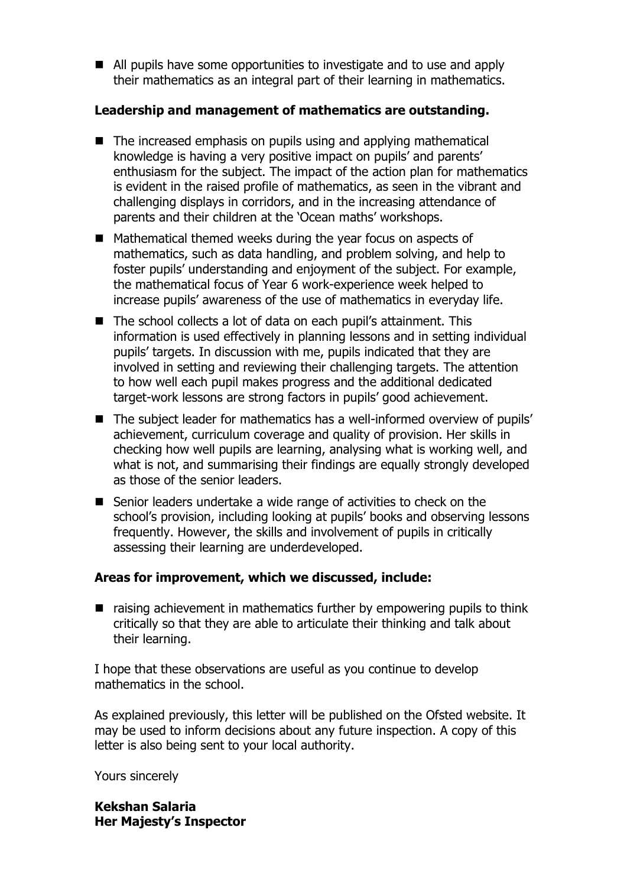- All pupils have some opportunities to investigate and to use and apply their mathematics as an integral part of their learning in mathematics.

**Leadership and management of mathematics are outstanding.**

- The increased emphasis on pupils using and applying mathematical knowledge is having a very positive impact on pupils' and parents' enthusiasm for the subject. The impact of the action plan for mathematics is evident in the raised profile of mathematics, as seen in the vibrant and challenging displays in corridors, and in the increasing attendance of parents and their children at the 'Ocean maths' workshops.
- Mathematical themed weeks during the year focus on aspects of mathematics, such as data handling, and problem solving, and help to foster pupils' understanding and enjoyment of the subject. For example, the mathematical focus of Year 6 work-experience week helped to increase pupils' awareness of the use of mathematics in everyday life.
- The school collects a lot of data on each pupil's attainment. This information is used effectively in planning lessons and in setting individual pupils' targets. In discussion with me, pupils indicated that they are involved in setting and reviewing their challenging targets. The attention to how well each pupil makes progress and the additional dedicated target-work lessons are strong factors in pupils' good achievement.
- The subject leader for mathematics has a well-informed overview of pupils' achievement, curriculum coverage and quality of provision. Her skills in checking how well pupils are learning, analysing what is working well, and what is not, and summarising their findings are equally strongly developed as those of the senior leaders.
- Senior leaders undertake a wide range of activities to check on the school's provision, including looking at pupils' books and observing lessons frequently. However, the skills and involvement of pupils in critically assessing their learning are underdeveloped.

**Areas for improvement, which we discussed, include:**

- raising achievement in mathematics further by empowering pupils to think critically so that they are able to articulate their thinking and talk about their learning.

I hope that these observations are useful as you continue to develop mathematics in the school.

As explained previously, this letter will be published on the Ofsted website. It may be used to inform decisions about any future inspection. A copy of this letter is also being sent to your local authority.

Yours sincerely

**Kekshan Salaria**
**Her Majesty's Inspector**